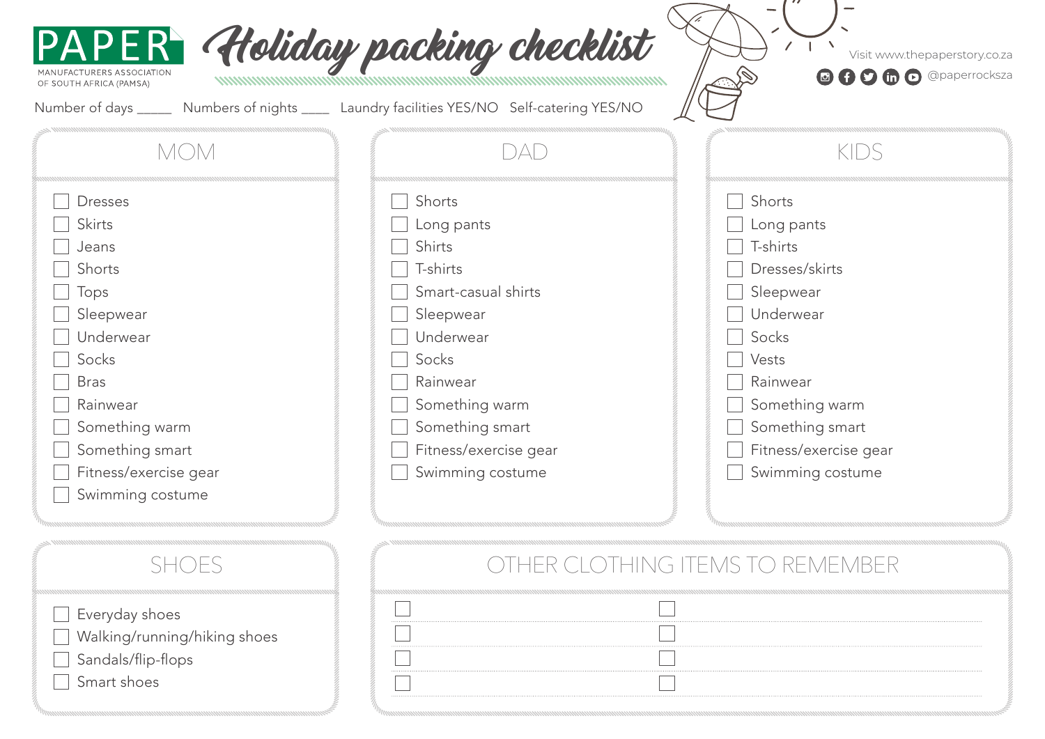PAPER MANUFACTURERS ASSOCIATION OF SOUTH AFRICA (PAMSA)

# Holiday packing checklist

Visit www.thepaperstory.co.za

@paperrocksza

Number of days _____ Numbers of nights ____ Laundry facilities YES/NO Self-catering YES/NO

## MOM

- [ ] Dresses
- [ ] Skirts
- [ ] Jeans
- [ ] Shorts
- [ ] Tops
- [ ] Sleepwear
- [ ] Underwear
- [ ] Socks
- [ ] Bras
- [ ] Rainwear
- [ ] Something warm
- [ ] Something smart
- [ ] Fitness/exercise gear
- [ ] Swimming costume

## DAD

- [ ] Shorts
- [ ] Long pants
- [ ] Shirts
- [ ] T-shirts
- [ ] Smart-casual shirts
- [ ] Sleepwear
- [ ] Underwear
- [ ] Socks
- [ ] Rainwear
- [ ] Something warm
- [ ] Something smart
- [ ] Fitness/exercise gear
- [ ] Swimming costume

## KIDS

- [ ] Shorts
- [ ] Long pants
- [ ] T-shirts
- [ ] Dresses/skirts
- [ ] Sleepwear
- [ ] Underwear
- [ ] Socks
- [ ] Vests
- [ ] Rainwear
- [ ] Something warm
- [ ] Something smart
- [ ] Fitness/exercise gear
- [ ] Swimming costume

## SHOES

- [ ] Everyday shoes
- [ ] Walking/running/hiking shoes
- [ ] Sandals/flip-flops
- [ ] Smart shoes

## OTHER CLOTHING ITEMS TO REMEMBER

- [ ] ____________________
- [ ] ____________________
- [ ] ____________________
- [ ] ____________________
- [ ] ____________________
- [ ] ____________________
- [ ] ____________________
- [ ] ____________________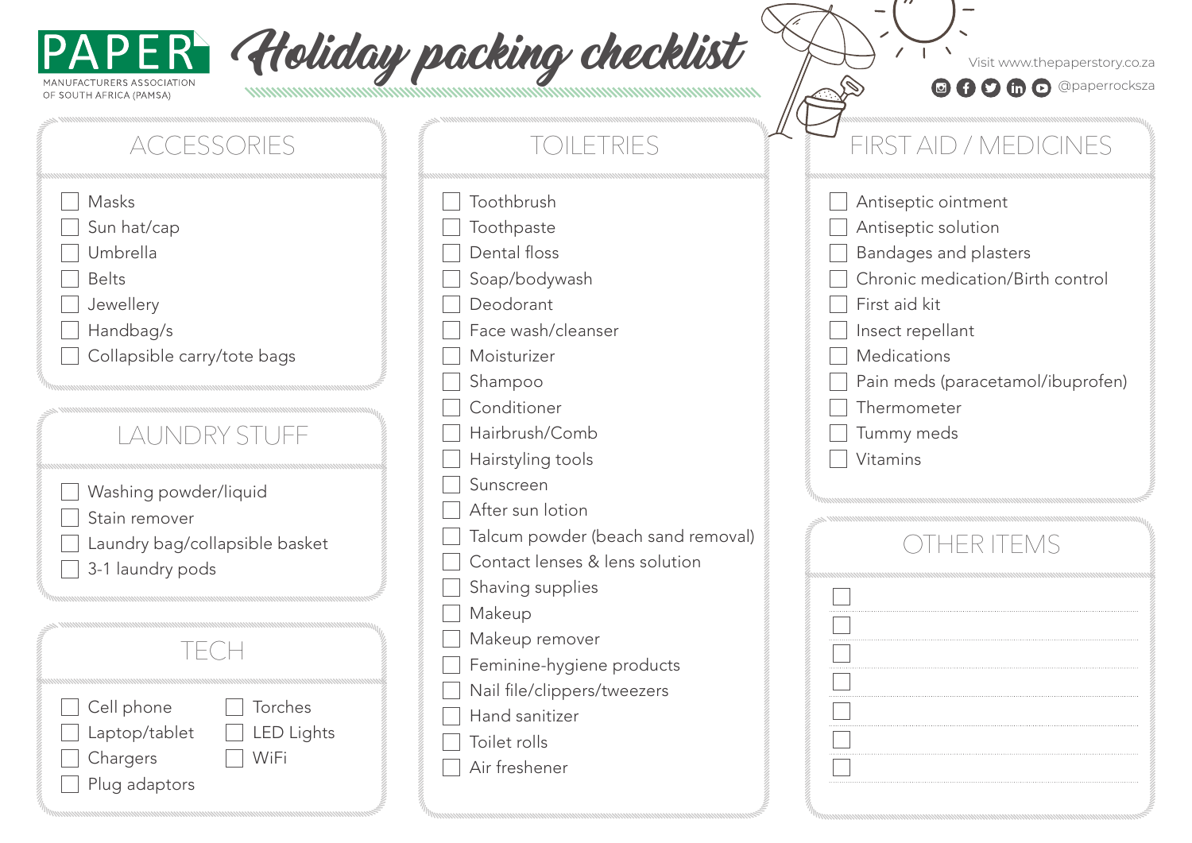PAPER
MANUFACTURERS ASSOCIATION OF SOUTH AFRICA (PAMSA)

# Holiday packing checklist

Visit www.thepaperstory.co.za

@paperrocksza

## ACCESSORIES

- [ ] Masks
- [ ] Sun hat/cap
- [ ] Umbrella
- [ ] Belts
- [ ] Jewellery
- [ ] Handbag/s
- [ ] Collapsible carry/tote bags

## LAUNDRY STUFF

- [ ] Washing powder/liquid
- [ ] Stain remover
- [ ] Laundry bag/collapsible basket
- [ ] 3-1 laundry pods

## TECH

- [ ] Cell phone
- [ ] Laptop/tablet
- [ ] Chargers
- [ ] Plug adaptors
- [ ] Torches
- [ ] LED Lights
- [ ] WiFi

## TOILETRIES

- [ ] Toothbrush
- [ ] Toothpaste
- [ ] Dental floss
- [ ] Soap/bodywash
- [ ] Deodorant
- [ ] Face wash/cleanser
- [ ] Moisturizer
- [ ] Shampoo
- [ ] Conditioner
- [ ] Hairbrush/Comb
- [ ] Hairstyling tools
- [ ] Sunscreen
- [ ] After sun lotion
- [ ] Talcum powder (beach sand removal)
- [ ] Contact lenses & lens solution
- [ ] Shaving supplies
- [ ] Makeup
- [ ] Makeup remover
- [ ] Feminine-hygiene products
- [ ] Nail file/clippers/tweezers
- [ ] Hand sanitizer
- [ ] Toilet rolls
- [ ] Air freshener

## FIRST AID / MEDICINES

- [ ] Antiseptic ointment
- [ ] Antiseptic solution
- [ ] Bandages and plasters
- [ ] Chronic medication/Birth control
- [ ] First aid kit
- [ ] Insect repellant
- [ ] Medications
- [ ] Pain meds (paracetamol/ibuprofen)
- [ ] Thermometer
- [ ] Tummy meds
- [ ] Vitamins

## OTHER ITEMS

- [ ] ......................................
- [ ] ......................................
- [ ] ......................................
- [ ] ......................................
- [ ] ......................................
- [ ] ......................................
- [ ] ......................................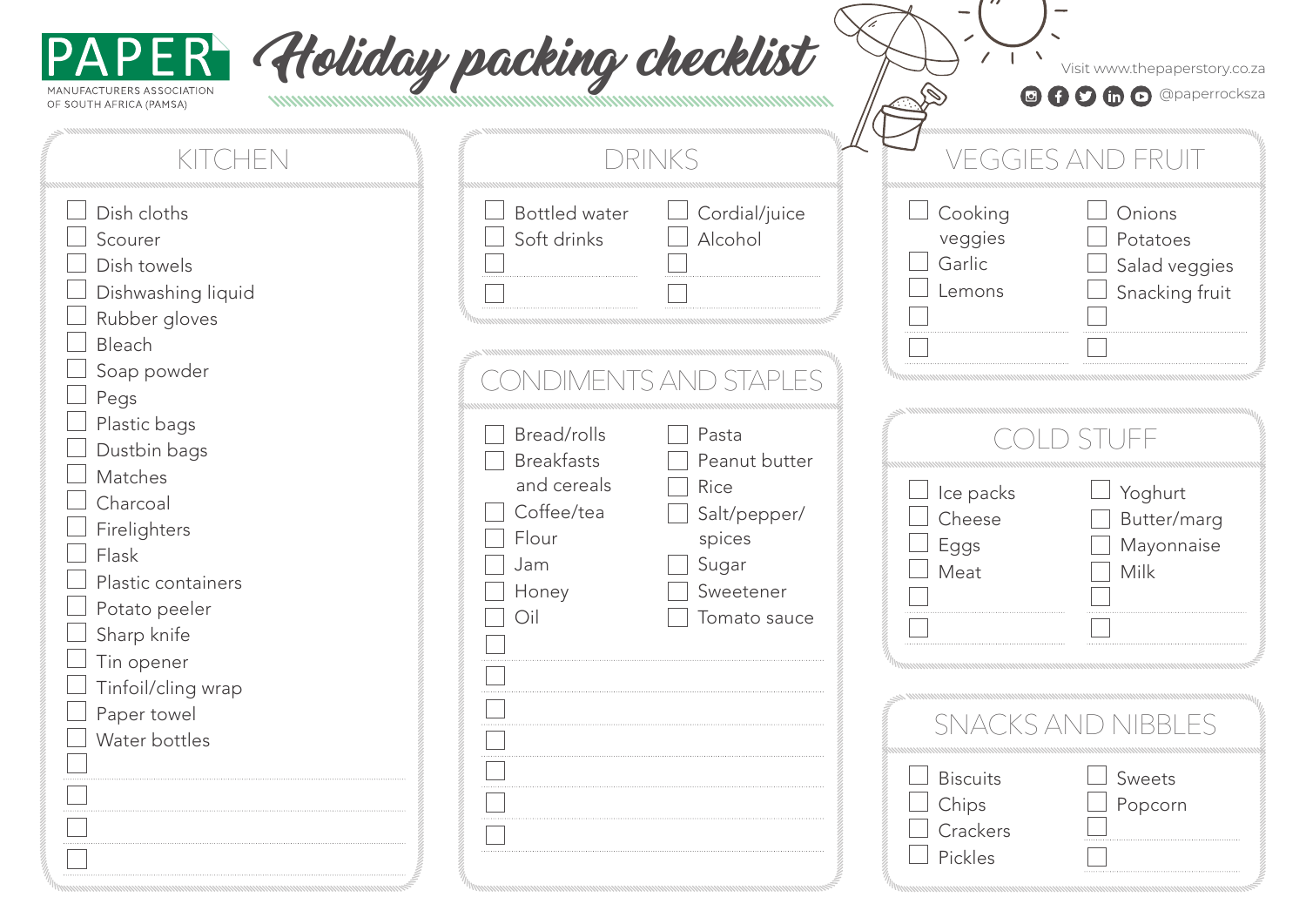PAPER MANUFACTURERS ASSOCIATION OF SOUTH AFRICA (PAMSA)

# Holiday packing checklist

Visit www.thepaperstory.co.za

@paperrocksza

## KITCHEN

- [ ] Dish cloths
- [ ] Scourer
- [ ] Dish towels
- [ ] Dishwashing liquid
- [ ] Rubber gloves
- [ ] Bleach
- [ ] Soap powder
- [ ] Pegs
- [ ] Plastic bags
- [ ] Dustbin bags
- [ ] Matches
- [ ] Charcoal
- [ ] Firelighters
- [ ] Flask
- [ ] Plastic containers
- [ ] Potato peeler
- [ ] Sharp knife
- [ ] Tin opener
- [ ] Tinfoil/cling wrap
- [ ] Paper towel
- [ ] Water bottles
- [ ] 
- [ ] 
- [ ] 
- [ ] 

## DRINKS

- [ ] Bottled water
- [ ] Soft drinks
- [ ] 
- [ ] 
- [ ] Cordial/juice
- [ ] Alcohol
- [ ] 
- [ ] 

## CONDIMENTS AND STAPLES

- [ ] Bread/rolls
- [ ] Breakfasts and cereals
- [ ] Coffee/tea
- [ ] Flour
- [ ] Jam
- [ ] Honey
- [ ] Oil
- [ ] Pasta
- [ ] Peanut butter
- [ ] Rice
- [ ] Salt/pepper/spices
- [ ] Sugar
- [ ] Sweetener
- [ ] Tomato sauce
- [ ] 
- [ ] 
- [ ] 
- [ ] 
- [ ] 
- [ ] 
- [ ] 

## VEGGIES AND FRUIT

- [ ] Cooking veggies
- [ ] Garlic
- [ ] Lemons
- [ ] 
- [ ] 
- [ ] Onions
- [ ] Potatoes
- [ ] Salad veggies
- [ ] Snacking fruit
- [ ] 
- [ ] 

## COLD STUFF

- [ ] Ice packs
- [ ] Cheese
- [ ] Eggs
- [ ] Meat
- [ ] 
- [ ] 
- [ ] Yoghurt
- [ ] Butter/marg
- [ ] Mayonnaise
- [ ] Milk
- [ ] 
- [ ] 

## SNACKS AND NIBBLES

- [ ] Biscuits
- [ ] Chips
- [ ] Crackers
- [ ] Pickles
- [ ] Sweets
- [ ] Popcorn
- [ ] 
- [ ]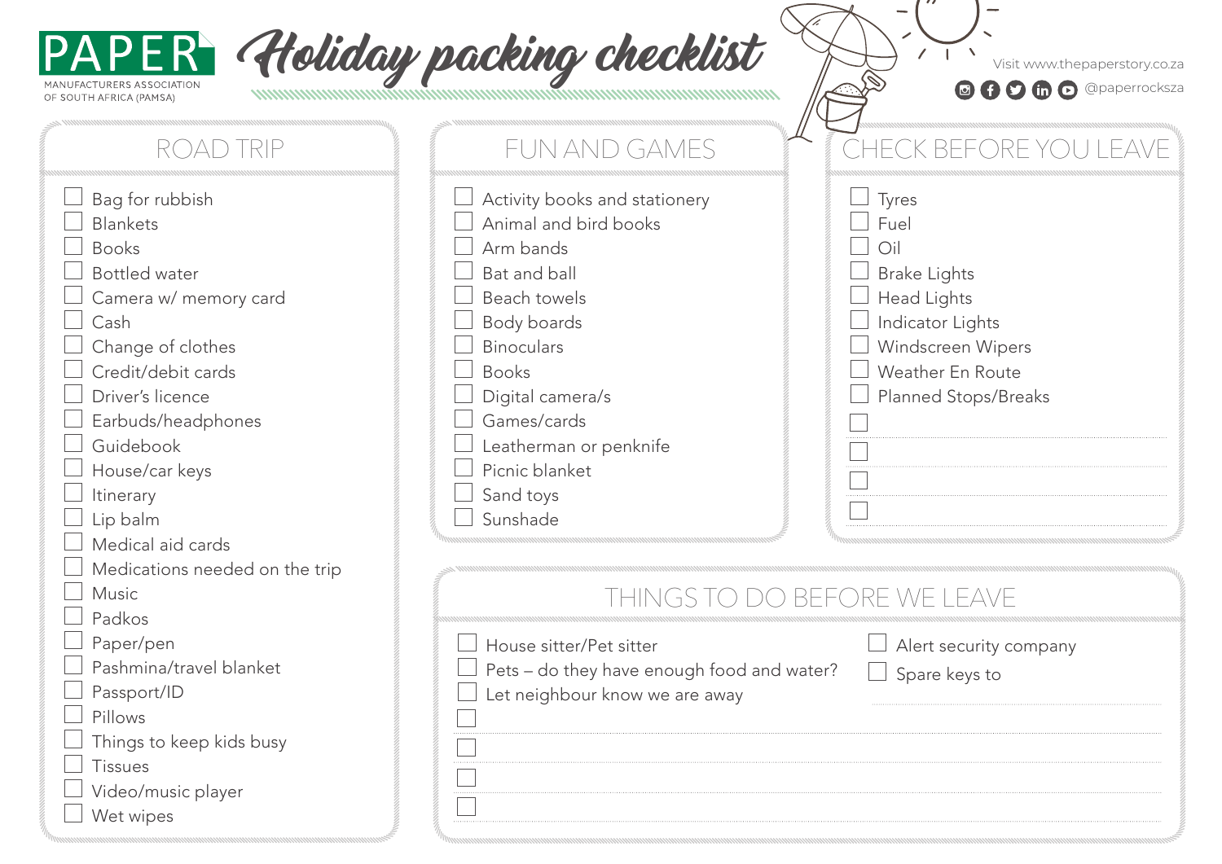PAPER
MANUFACTURERS ASSOCIATION OF SOUTH AFRICA (PAMSA)

# Holiday packing checklist

Visit www.thepaperstory.co.za

@paperrocksza

## ROAD TRIP

- [ ] Bag for rubbish
- [ ] Blankets
- [ ] Books
- [ ] Bottled water
- [ ] Camera w/ memory card
- [ ] Cash
- [ ] Change of clothes
- [ ] Credit/debit cards
- [ ] Driver's licence
- [ ] Earbuds/headphones
- [ ] Guidebook
- [ ] House/car keys
- [ ] Itinerary
- [ ] Lip balm
- [ ] Medical aid cards
- [ ] Medications needed on the trip
- [ ] Music
- [ ] Padkos
- [ ] Paper/pen
- [ ] Pashmina/travel blanket
- [ ] Passport/ID
- [ ] Pillows
- [ ] Things to keep kids busy
- [ ] Tissues
- [ ] Video/music player
- [ ] Wet wipes

## FUN AND GAMES

- [ ] Activity books and stationery
- [ ] Animal and bird books
- [ ] Arm bands
- [ ] Bat and ball
- [ ] Beach towels
- [ ] Body boards
- [ ] Binoculars
- [ ] Books
- [ ] Digital camera/s
- [ ] Games/cards
- [ ] Leatherman or penknife
- [ ] Picnic blanket
- [ ] Sand toys
- [ ] Sunshade

## CHECK BEFORE YOU LEAVE

- [ ] Tyres
- [ ] Fuel
- [ ] Oil
- [ ] Brake Lights
- [ ] Head Lights
- [ ] Indicator Lights
- [ ] Windscreen Wipers
- [ ] Weather En Route
- [ ] Planned Stops/Breaks
- [ ]
- [ ]
- [ ]
- [ ]

## THINGS TO DO BEFORE WE LEAVE

- [ ] House sitter/Pet sitter
- [ ] Pets – do they have enough food and water?
- [ ] Let neighbour know we are away
- [ ] Alert security company
- [ ] Spare keys to
- [ ]
- [ ]
- [ ]
- [ ]